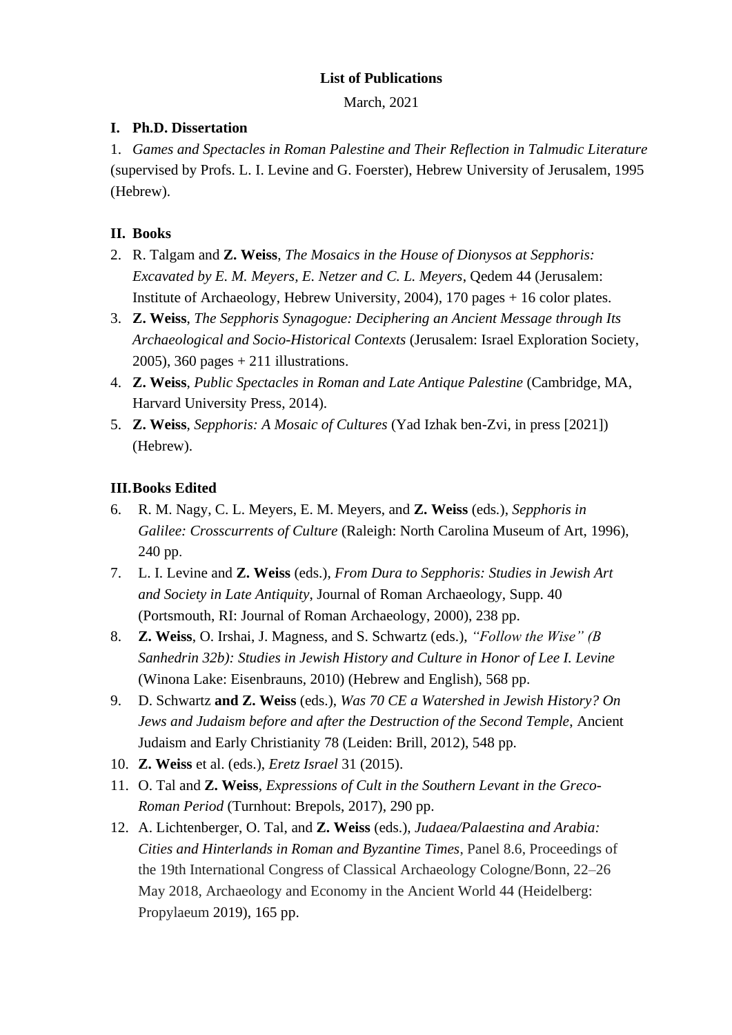# List of Publications

March, 2021

## I. Ph.D. Dissertation

1. *Games and Spectacles in Roman Palestine and Their Reflection in Talmudic Literature* (supervised by Profs. L. I. Levine and G. Foerster), Hebrew University of Jerusalem, 1995 (Hebrew).

## II. Books

2. R. Talgam and **Z. Weiss**, *The Mosaics in the House of Dionysos at Sepphoris: Excavated by E. M. Meyers, E. Netzer and C. L. Meyers*, Qedem 44 (Jerusalem: Institute of Archaeology, Hebrew University, 2004), 170 pages + 16 color plates.
3. **Z. Weiss**, *The Sepphoris Synagogue: Deciphering an Ancient Message through Its Archaeological and Socio-Historical Contexts* (Jerusalem: Israel Exploration Society, 2005), 360 pages + 211 illustrations.
4. **Z. Weiss**, *Public Spectacles in Roman and Late Antique Palestine* (Cambridge, MA, Harvard University Press, 2014).
5. **Z. Weiss**, *Sepphoris: A Mosaic of Cultures* (Yad Izhak ben-Zvi, in press [2021]) (Hebrew).

## III. Books Edited

6. R. M. Nagy, C. L. Meyers, E. M. Meyers, and **Z. Weiss** (eds.), *Sepphoris in Galilee: Crosscurrents of Culture* (Raleigh: North Carolina Museum of Art, 1996), 240 pp.
7. L. I. Levine and **Z. Weiss** (eds.), *From Dura to Sepphoris: Studies in Jewish Art and Society in Late Antiquity*, Journal of Roman Archaeology, Supp. 40 (Portsmouth, RI: Journal of Roman Archaeology, 2000), 238 pp.
8. **Z. Weiss**, O. Irshai, J. Magness, and S. Schwartz (eds.), *"Follow the Wise" (B Sanhedrin 32b): Studies in Jewish History and Culture in Honor of Lee I. Levine* (Winona Lake: Eisenbrauns, 2010) (Hebrew and English), 568 pp.
9. D. Schwartz **and Z. Weiss** (eds.), *Was 70 CE a Watershed in Jewish History? On Jews and Judaism before and after the Destruction of the Second Temple*, Ancient Judaism and Early Christianity 78 (Leiden: Brill, 2012), 548 pp.
10. **Z. Weiss** et al. (eds.), *Eretz Israel* 31 (2015).
11. O. Tal and **Z. Weiss**, *Expressions of Cult in the Southern Levant in the Greco-Roman Period* (Turnhout: Brepols, 2017), 290 pp.
12. A. Lichtenberger, O. Tal, and **Z. Weiss** (eds.), *Judaea/Palaestina and Arabia: Cities and Hinterlands in Roman and Byzantine Times*, Panel 8.6, Proceedings of the 19th International Congress of Classical Archaeology Cologne/Bonn, 22–26 May 2018, Archaeology and Economy in the Ancient World 44 (Heidelberg: Propylaeum 2019), 165 pp.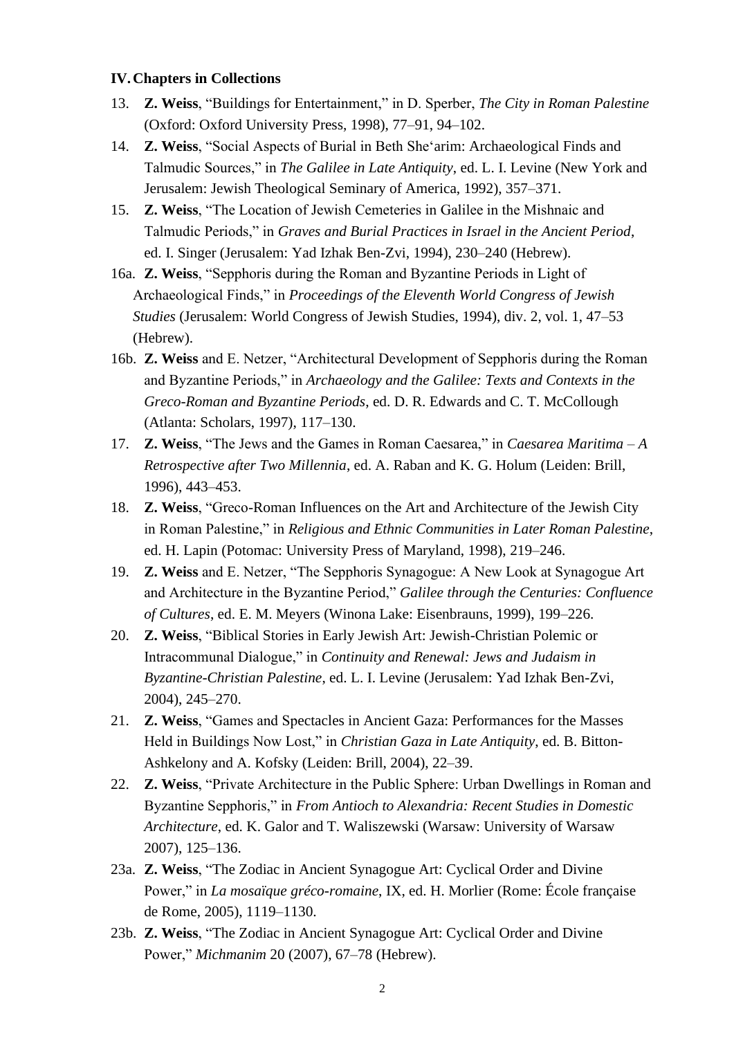## IV. Chapters in Collections

13. **Z. Weiss**, "Buildings for Entertainment," in D. Sperber, *The City in Roman Palestine* (Oxford: Oxford University Press, 1998), 77–91, 94–102.
14. **Z. Weiss**, "Social Aspects of Burial in Beth She'arim: Archaeological Finds and Talmudic Sources," in *The Galilee in Late Antiquity*, ed. L. I. Levine (New York and Jerusalem: Jewish Theological Seminary of America, 1992), 357–371.
15. **Z. Weiss**, "The Location of Jewish Cemeteries in Galilee in the Mishnaic and Talmudic Periods," in *Graves and Burial Practices in Israel in the Ancient Period*, ed. I. Singer (Jerusalem: Yad Izhak Ben-Zvi, 1994), 230–240 (Hebrew).

16a. **Z. Weiss**, "Sepphoris during the Roman and Byzantine Periods in Light of Archaeological Finds," in *Proceedings of the Eleventh World Congress of Jewish Studies* (Jerusalem: World Congress of Jewish Studies, 1994), div. 2, vol. 1, 47–53 (Hebrew).

16b. **Z. Weiss** and E. Netzer, "Architectural Development of Sepphoris during the Roman and Byzantine Periods," in *Archaeology and the Galilee: Texts and Contexts in the Greco-Roman and Byzantine Periods*, ed. D. R. Edwards and C. T. McCollough (Atlanta: Scholars, 1997), 117–130.

17. **Z. Weiss**, "The Jews and the Games in Roman Caesarea," in *Caesarea Maritima – A Retrospective after Two Millennia*, ed. A. Raban and K. G. Holum (Leiden: Brill, 1996), 443–453.
18. **Z. Weiss**, "Greco-Roman Influences on the Art and Architecture of the Jewish City in Roman Palestine," in *Religious and Ethnic Communities in Later Roman Palestine*, ed. H. Lapin (Potomac: University Press of Maryland, 1998), 219–246.
19. **Z. Weiss** and E. Netzer, "The Sepphoris Synagogue: A New Look at Synagogue Art and Architecture in the Byzantine Period," *Galilee through the Centuries: Confluence of Cultures*, ed. E. M. Meyers (Winona Lake: Eisenbrauns, 1999), 199–226.
20. **Z. Weiss**, "Biblical Stories in Early Jewish Art: Jewish-Christian Polemic or Intracommunal Dialogue," in *Continuity and Renewal: Jews and Judaism in Byzantine-Christian Palestine*, ed. L. I. Levine (Jerusalem: Yad Izhak Ben-Zvi, 2004), 245–270.
21. **Z. Weiss**, "Games and Spectacles in Ancient Gaza: Performances for the Masses Held in Buildings Now Lost," in *Christian Gaza in Late Antiquity*, ed. B. Bitton-Ashkelony and A. Kofsky (Leiden: Brill, 2004), 22–39.
22. **Z. Weiss**, "Private Architecture in the Public Sphere: Urban Dwellings in Roman and Byzantine Sepphoris," in *From Antioch to Alexandria: Recent Studies in Domestic Architecture*, ed. K. Galor and T. Waliszewski (Warsaw: University of Warsaw 2007), 125–136.

23a. **Z. Weiss**, "The Zodiac in Ancient Synagogue Art: Cyclical Order and Divine Power," in *La mosaïque gréco-romaine*, IX, ed. H. Morlier (Rome: École française de Rome, 2005), 1119–1130.

23b. **Z. Weiss**, "The Zodiac in Ancient Synagogue Art: Cyclical Order and Divine Power," *Michmanim* 20 (2007), 67–78 (Hebrew).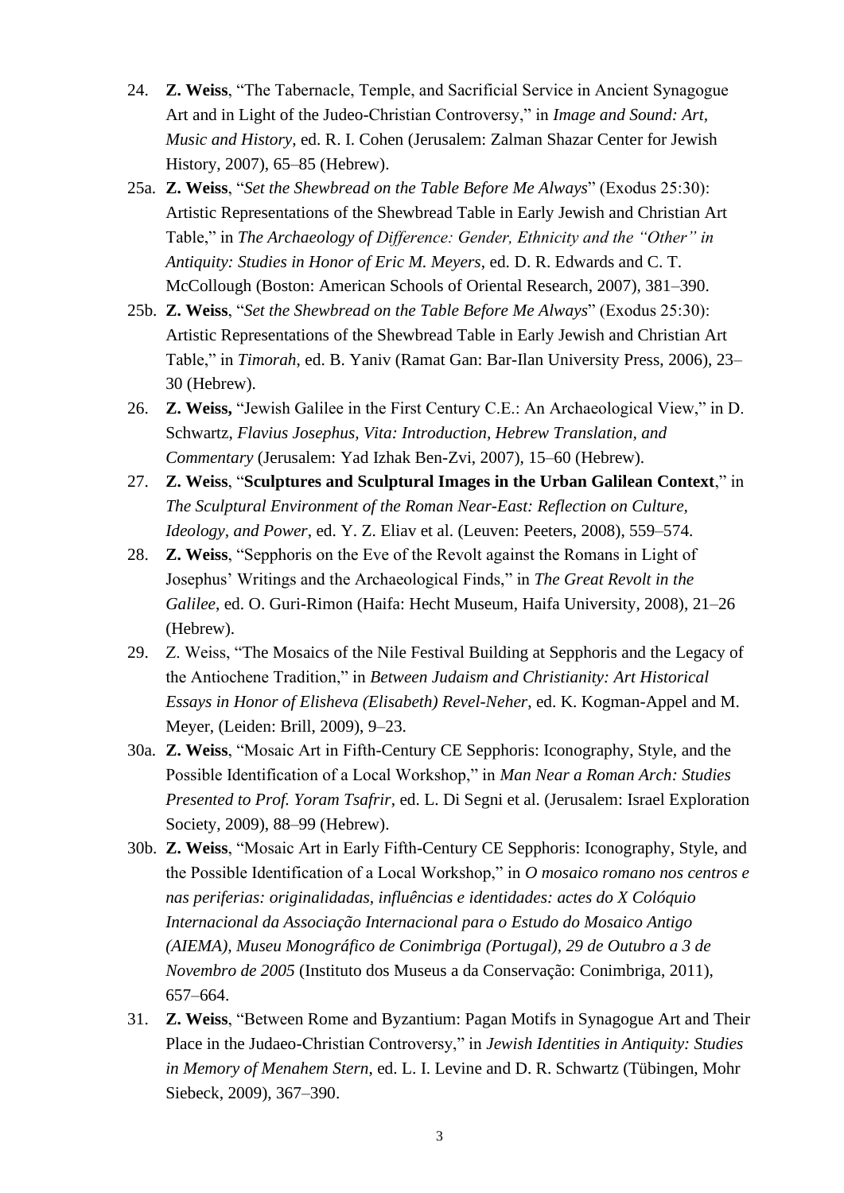24. **Z. Weiss**, "The Tabernacle, Temple, and Sacrificial Service in Ancient Synagogue Art and in Light of the Judeo-Christian Controversy," in *Image and Sound: Art, Music and History*, ed. R. I. Cohen (Jerusalem: Zalman Shazar Center for Jewish History, 2007), 65–85 (Hebrew).

25a. **Z. Weiss**, "*Set the Shewbread on the Table Before Me Always*" (Exodus 25:30): Artistic Representations of the Shewbread Table in Early Jewish and Christian Art Table," in *The Archaeology of Difference: Gender, Ethnicity and the "Other" in Antiquity: Studies in Honor of Eric M. Meyers*, ed. D. R. Edwards and C. T. McCollough (Boston: American Schools of Oriental Research, 2007), 381–390.

25b. **Z. Weiss**, "*Set the Shewbread on the Table Before Me Always*" (Exodus 25:30): Artistic Representations of the Shewbread Table in Early Jewish and Christian Art Table," in *Timorah*, ed. B. Yaniv (Ramat Gan: Bar-Ilan University Press, 2006), 23–30 (Hebrew).

26. **Z. Weiss,** "Jewish Galilee in the First Century C.E.: An Archaeological View," in D. Schwartz, *Flavius Josephus, Vita: Introduction, Hebrew Translation, and Commentary* (Jerusalem: Yad Izhak Ben-Zvi, 2007), 15–60 (Hebrew).

27. **Z. Weiss**, "**Sculptures and Sculptural Images in the Urban Galilean Context**," in *The Sculptural Environment of the Roman Near-East: Reflection on Culture, Ideology, and Power*, ed. Y. Z. Eliav et al. (Leuven: Peeters, 2008), 559–574.

28. **Z. Weiss**, "Sepphoris on the Eve of the Revolt against the Romans in Light of Josephus' Writings and the Archaeological Finds," in *The Great Revolt in the Galilee*, ed. O. Guri-Rimon (Haifa: Hecht Museum, Haifa University, 2008), 21–26 (Hebrew).

29. Z. Weiss, "The Mosaics of the Nile Festival Building at Sepphoris and the Legacy of the Antiochene Tradition," in *Between Judaism and Christianity: Art Historical Essays in Honor of Elisheva (Elisabeth) Revel-Neher*, ed. K. Kogman-Appel and M. Meyer, (Leiden: Brill, 2009), 9–23.

30a. **Z. Weiss**, "Mosaic Art in Fifth-Century CE Sepphoris: Iconography, Style, and the Possible Identification of a Local Workshop," in *Man Near a Roman Arch: Studies Presented to Prof. Yoram Tsafrir*, ed. L. Di Segni et al. (Jerusalem: Israel Exploration Society, 2009), 88–99 (Hebrew).

30b. **Z. Weiss**, "Mosaic Art in Early Fifth-Century CE Sepphoris: Iconography, Style, and the Possible Identification of a Local Workshop," in *O mosaico romano nos centros e nas periferias: originalidadas, influências e identidades: actes do X Colóquio Internacional da Associação Internacional para o Estudo do Mosaico Antigo (AIEMA), Museu Monográfico de Conimbriga (Portugal), 29 de Outubro a 3 de Novembro de 2005* (Instituto dos Museus a da Conservação: Conimbriga, 2011), 657–664.

31. **Z. Weiss**, "Between Rome and Byzantium: Pagan Motifs in Synagogue Art and Their Place in the Judaeo-Christian Controversy," in *Jewish Identities in Antiquity: Studies in Memory of Menahem Stern*, ed. L. I. Levine and D. R. Schwartz (Tübingen, Mohr Siebeck, 2009), 367–390.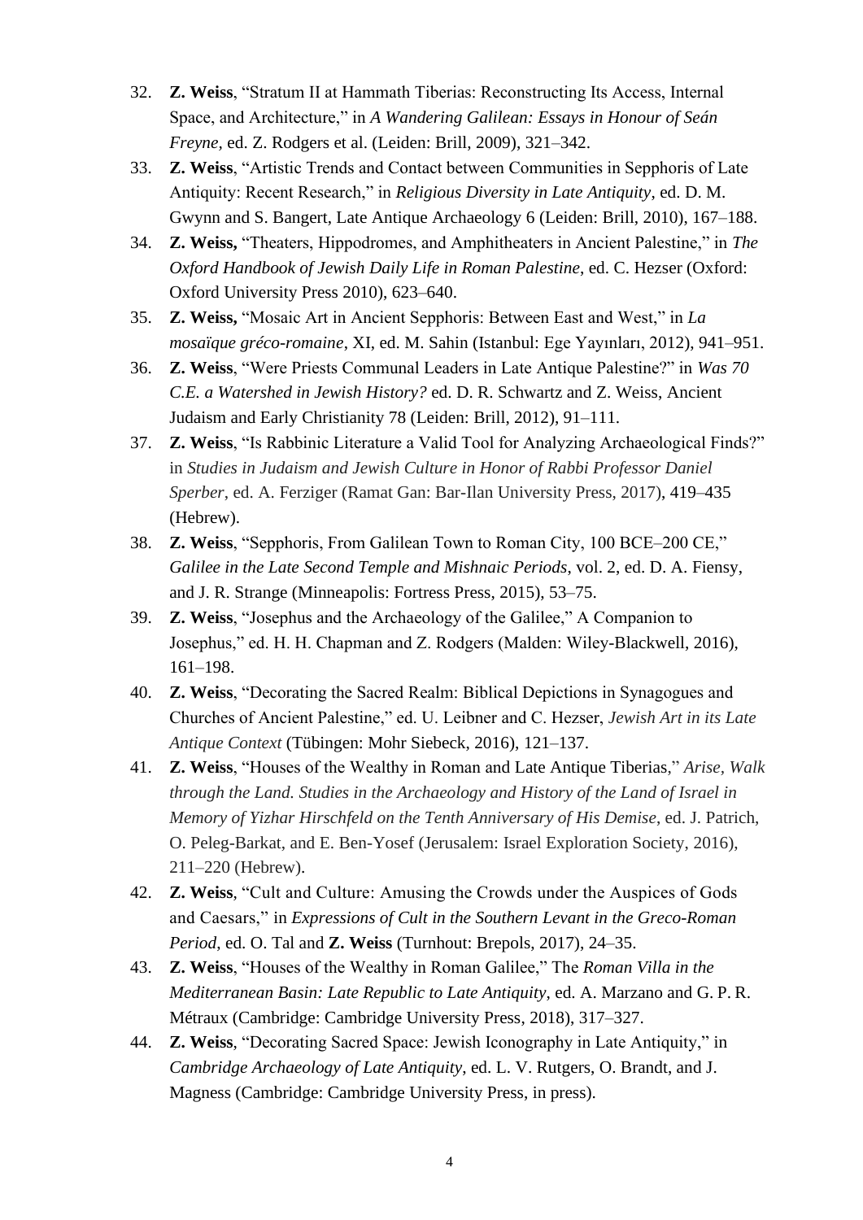32. **Z. Weiss**, "Stratum II at Hammath Tiberias: Reconstructing Its Access, Internal Space, and Architecture," in *A Wandering Galilean: Essays in Honour of Seán Freyne*, ed. Z. Rodgers et al. (Leiden: Brill, 2009), 321–342.
33. **Z. Weiss**, "Artistic Trends and Contact between Communities in Sepphoris of Late Antiquity: Recent Research," in *Religious Diversity in Late Antiquity*, ed. D. M. Gwynn and S. Bangert, Late Antique Archaeology 6 (Leiden: Brill, 2010), 167–188.
34. **Z. Weiss,** "Theaters, Hippodromes, and Amphitheaters in Ancient Palestine," in *The Oxford Handbook of Jewish Daily Life in Roman Palestine*, ed. C. Hezser (Oxford: Oxford University Press 2010), 623–640.
35. **Z. Weiss,** "Mosaic Art in Ancient Sepphoris: Between East and West," in *La mosaïque gréco-romaine*, XI, ed. M. Sahin (Istanbul: Ege Yayınları, 2012), 941–951.
36. **Z. Weiss**, "Were Priests Communal Leaders in Late Antique Palestine?" in *Was 70 C.E. a Watershed in Jewish History?* ed. D. R. Schwartz and Z. Weiss, Ancient Judaism and Early Christianity 78 (Leiden: Brill, 2012), 91–111.
37. **Z. Weiss**, "Is Rabbinic Literature a Valid Tool for Analyzing Archaeological Finds?" in *Studies in Judaism and Jewish Culture in Honor of Rabbi Professor Daniel Sperber*, ed. A. Ferziger (Ramat Gan: Bar-Ilan University Press, 2017), 419–435 (Hebrew).
38. **Z. Weiss**, "Sepphoris, From Galilean Town to Roman City, 100 BCE–200 CE," *Galilee in the Late Second Temple and Mishnaic Periods*, vol. 2, ed. D. A. Fiensy, and J. R. Strange (Minneapolis: Fortress Press, 2015), 53–75.
39. **Z. Weiss**, "Josephus and the Archaeology of the Galilee," A Companion to Josephus," ed. H. H. Chapman and Z. Rodgers (Malden: Wiley-Blackwell, 2016), 161–198.
40. **Z. Weiss**, "Decorating the Sacred Realm: Biblical Depictions in Synagogues and Churches of Ancient Palestine," ed. U. Leibner and C. Hezser, *Jewish Art in its Late Antique Context* (Tübingen: Mohr Siebeck, 2016), 121–137.
41. **Z. Weiss**, "Houses of the Wealthy in Roman and Late Antique Tiberias," *Arise, Walk through the Land. Studies in the Archaeology and History of the Land of Israel in Memory of Yizhar Hirschfeld on the Tenth Anniversary of His Demise*, ed. J. Patrich, O. Peleg-Barkat, and E. Ben-Yosef (Jerusalem: Israel Exploration Society, 2016), 211–220 (Hebrew).
42. **Z. Weiss**, "Cult and Culture: Amusing the Crowds under the Auspices of Gods and Caesars," in *Expressions of Cult in the Southern Levant in the Greco-Roman Period*, ed. O. Tal and **Z. Weiss** (Turnhout: Brepols, 2017), 24–35.
43. **Z. Weiss**, "Houses of the Wealthy in Roman Galilee," The *Roman Villa in the Mediterranean Basin: Late Republic to Late Antiquity*, ed. A. Marzano and G. P. R. Métraux (Cambridge: Cambridge University Press, 2018), 317–327.
44. **Z. Weiss**, "Decorating Sacred Space: Jewish Iconography in Late Antiquity," in *Cambridge Archaeology of Late Antiquity*, ed. L. V. Rutgers, O. Brandt, and J. Magness (Cambridge: Cambridge University Press, in press).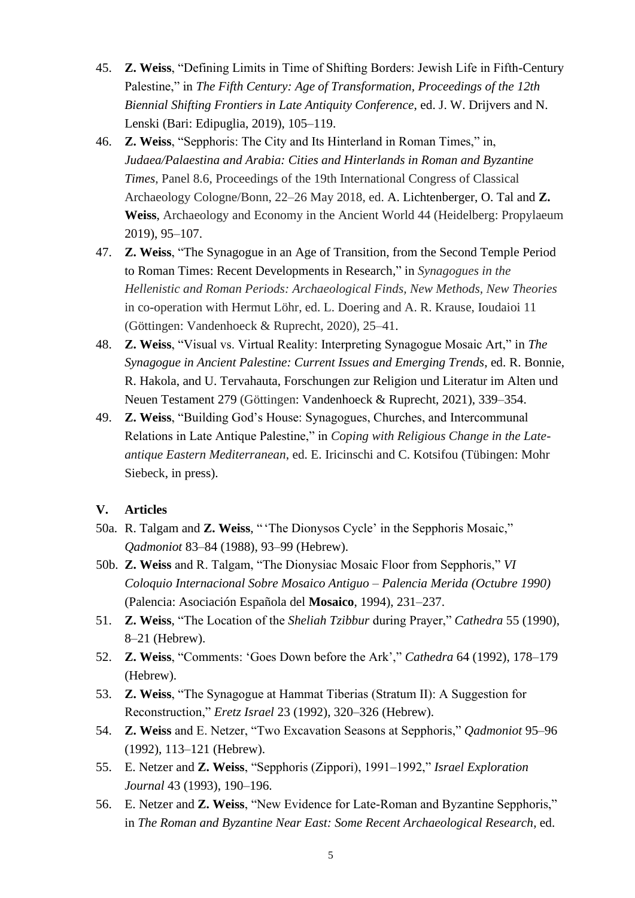45. **Z. Weiss**, "Defining Limits in Time of Shifting Borders: Jewish Life in Fifth-Century Palestine," in *The Fifth Century: Age of Transformation, Proceedings of the 12th Biennial Shifting Frontiers in Late Antiquity Conference*, ed. J. W. Drijvers and N. Lenski (Bari: Edipuglia, 2019), 105–119.
46. **Z. Weiss**, "Sepphoris: The City and Its Hinterland in Roman Times," in, *Judaea/Palaestina and Arabia: Cities and Hinterlands in Roman and Byzantine Times*, Panel 8.6, Proceedings of the 19th International Congress of Classical Archaeology Cologne/Bonn, 22–26 May 2018, ed. A. Lichtenberger, O. Tal and **Z. Weiss**, Archaeology and Economy in the Ancient World 44 (Heidelberg: Propylaeum 2019), 95–107.
47. **Z. Weiss**, "The Synagogue in an Age of Transition, from the Second Temple Period to Roman Times: Recent Developments in Research," in *Synagogues in the Hellenistic and Roman Periods: Archaeological Finds, New Methods, New Theories* in co-operation with Hermut Löhr, ed. L. Doering and A. R. Krause, Ioudaioi 11 (Göttingen: Vandenhoeck & Ruprecht, 2020), 25–41.
48. **Z. Weiss**, "Visual vs. Virtual Reality: Interpreting Synagogue Mosaic Art," in *The Synagogue in Ancient Palestine: Current Issues and Emerging Trends*, ed. R. Bonnie, R. Hakola, and U. Tervahauta, Forschungen zur Religion und Literatur im Alten und Neuen Testament 279 (Göttingen: Vandenhoeck & Ruprecht, 2021), 339–354.
49. **Z. Weiss**, "Building God's House: Synagogues, Churches, and Intercommunal Relations in Late Antique Palestine," in *Coping with Religious Change in the Late-antique Eastern Mediterranean*, ed. E. Iricinschi and C. Kotsifou (Tübingen: Mohr Siebeck, in press).

**V. Articles**

50a. R. Talgam and **Z. Weiss**, "'The Dionysos Cycle' in the Sepphoris Mosaic," *Qadmoniot* 83–84 (1988), 93–99 (Hebrew).

50b. **Z. Weiss** and R. Talgam, "The Dionysiac Mosaic Floor from Sepphoris," *VI Coloquio Internacional Sobre Mosaico Antiguo – Palencia Merida (Octubre 1990)* (Palencia: Asociación Española del **Mosaico**, 1994), 231–237.

51. **Z. Weiss**, "The Location of the *Sheliah Tzibbur* during Prayer," *Cathedra* 55 (1990), 8–21 (Hebrew).
52. **Z. Weiss**, "Comments: 'Goes Down before the Ark'," *Cathedra* 64 (1992), 178–179 (Hebrew).
53. **Z. Weiss**, "The Synagogue at Hammat Tiberias (Stratum II): A Suggestion for Reconstruction," *Eretz Israel* 23 (1992), 320–326 (Hebrew).
54. **Z. Weiss** and E. Netzer, "Two Excavation Seasons at Sepphoris," *Qadmoniot* 95–96 (1992), 113–121 (Hebrew).
55. E. Netzer and **Z. Weiss**, "Sepphoris (Zippori), 1991–1992," *Israel Exploration Journal* 43 (1993), 190–196.
56. E. Netzer and **Z. Weiss**, "New Evidence for Late-Roman and Byzantine Sepphoris," in *The Roman and Byzantine Near East: Some Recent Archaeological Research*, ed.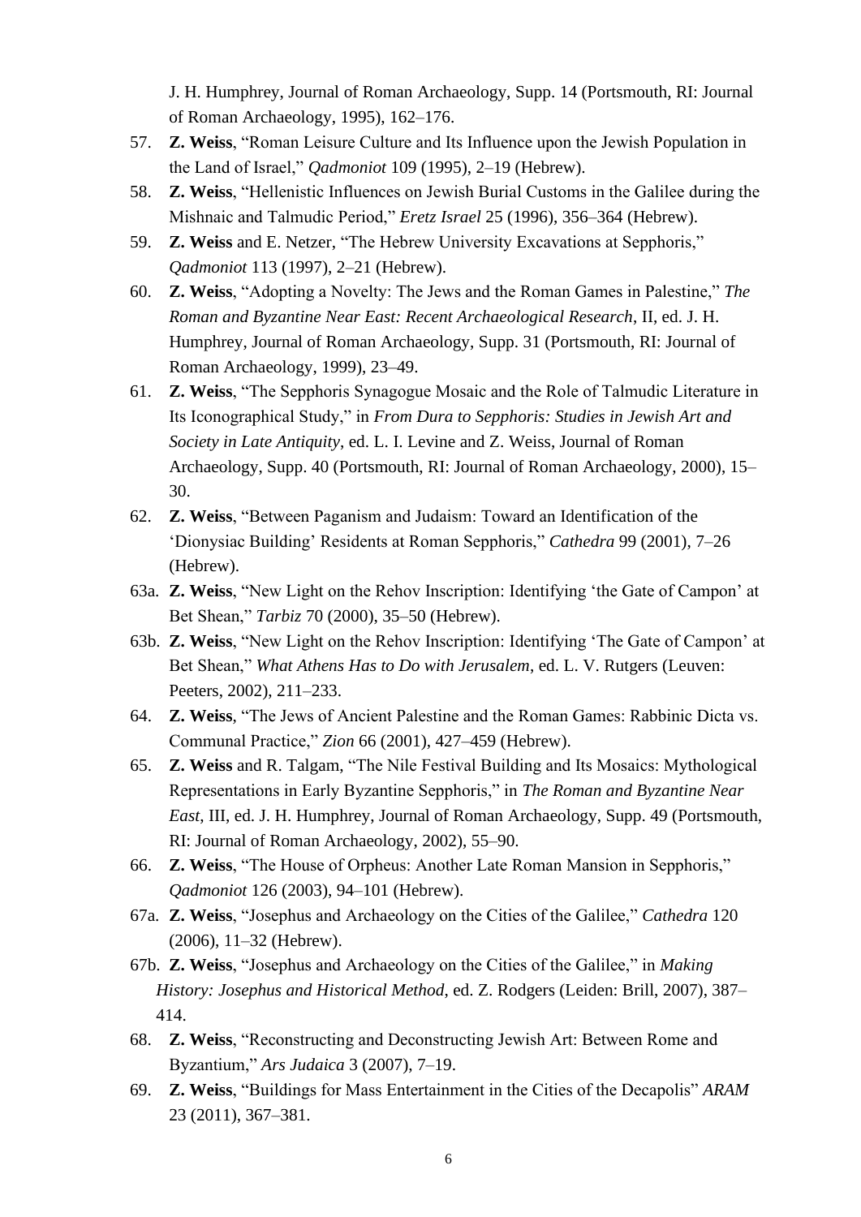J. H. Humphrey, Journal of Roman Archaeology, Supp. 14 (Portsmouth, RI: Journal of Roman Archaeology, 1995), 162–176.

57. **Z. Weiss**, "Roman Leisure Culture and Its Influence upon the Jewish Population in the Land of Israel," *Qadmoniot* 109 (1995), 2–19 (Hebrew).
58. **Z. Weiss**, "Hellenistic Influences on Jewish Burial Customs in the Galilee during the Mishnaic and Talmudic Period," *Eretz Israel* 25 (1996), 356–364 (Hebrew).
59. **Z. Weiss** and E. Netzer, "The Hebrew University Excavations at Sepphoris," *Qadmoniot* 113 (1997), 2–21 (Hebrew).
60. **Z. Weiss**, "Adopting a Novelty: The Jews and the Roman Games in Palestine," *The Roman and Byzantine Near East: Recent Archaeological Research*, II, ed. J. H. Humphrey, Journal of Roman Archaeology, Supp. 31 (Portsmouth, RI: Journal of Roman Archaeology, 1999), 23–49.
61. **Z. Weiss**, "The Sepphoris Synagogue Mosaic and the Role of Talmudic Literature in Its Iconographical Study," in *From Dura to Sepphoris: Studies in Jewish Art and Society in Late Antiquity*, ed. L. I. Levine and Z. Weiss, Journal of Roman Archaeology, Supp. 40 (Portsmouth, RI: Journal of Roman Archaeology, 2000), 15–30.
62. **Z. Weiss**, "Between Paganism and Judaism: Toward an Identification of the 'Dionysiac Building' Residents at Roman Sepphoris," *Cathedra* 99 (2001), 7–26 (Hebrew).

63a. **Z. Weiss**, "New Light on the Rehov Inscription: Identifying 'the Gate of Campon' at Bet Shean," *Tarbiz* 70 (2000), 35–50 (Hebrew).

63b. **Z. Weiss**, "New Light on the Rehov Inscription: Identifying 'The Gate of Campon' at Bet Shean," *What Athens Has to Do with Jerusalem*, ed. L. V. Rutgers (Leuven: Peeters, 2002), 211–233.

64. **Z. Weiss**, "The Jews of Ancient Palestine and the Roman Games: Rabbinic Dicta vs. Communal Practice," *Zion* 66 (2001), 427–459 (Hebrew).
65. **Z. Weiss** and R. Talgam, "The Nile Festival Building and Its Mosaics: Mythological Representations in Early Byzantine Sepphoris," in *The Roman and Byzantine Near East*, III, ed. J. H. Humphrey, Journal of Roman Archaeology, Supp. 49 (Portsmouth, RI: Journal of Roman Archaeology, 2002), 55–90.
66. **Z. Weiss**, "The House of Orpheus: Another Late Roman Mansion in Sepphoris," *Qadmoniot* 126 (2003), 94–101 (Hebrew).

67a. **Z. Weiss**, "Josephus and Archaeology on the Cities of the Galilee," *Cathedra* 120 (2006), 11–32 (Hebrew).

67b. **Z. Weiss**, "Josephus and Archaeology on the Cities of the Galilee," in *Making History: Josephus and Historical Method*, ed. Z. Rodgers (Leiden: Brill, 2007), 387–414.

68. **Z. Weiss**, "Reconstructing and Deconstructing Jewish Art: Between Rome and Byzantium," *Ars Judaica* 3 (2007), 7–19.
69. **Z. Weiss**, "Buildings for Mass Entertainment in the Cities of the Decapolis" *ARAM* 23 (2011), 367–381.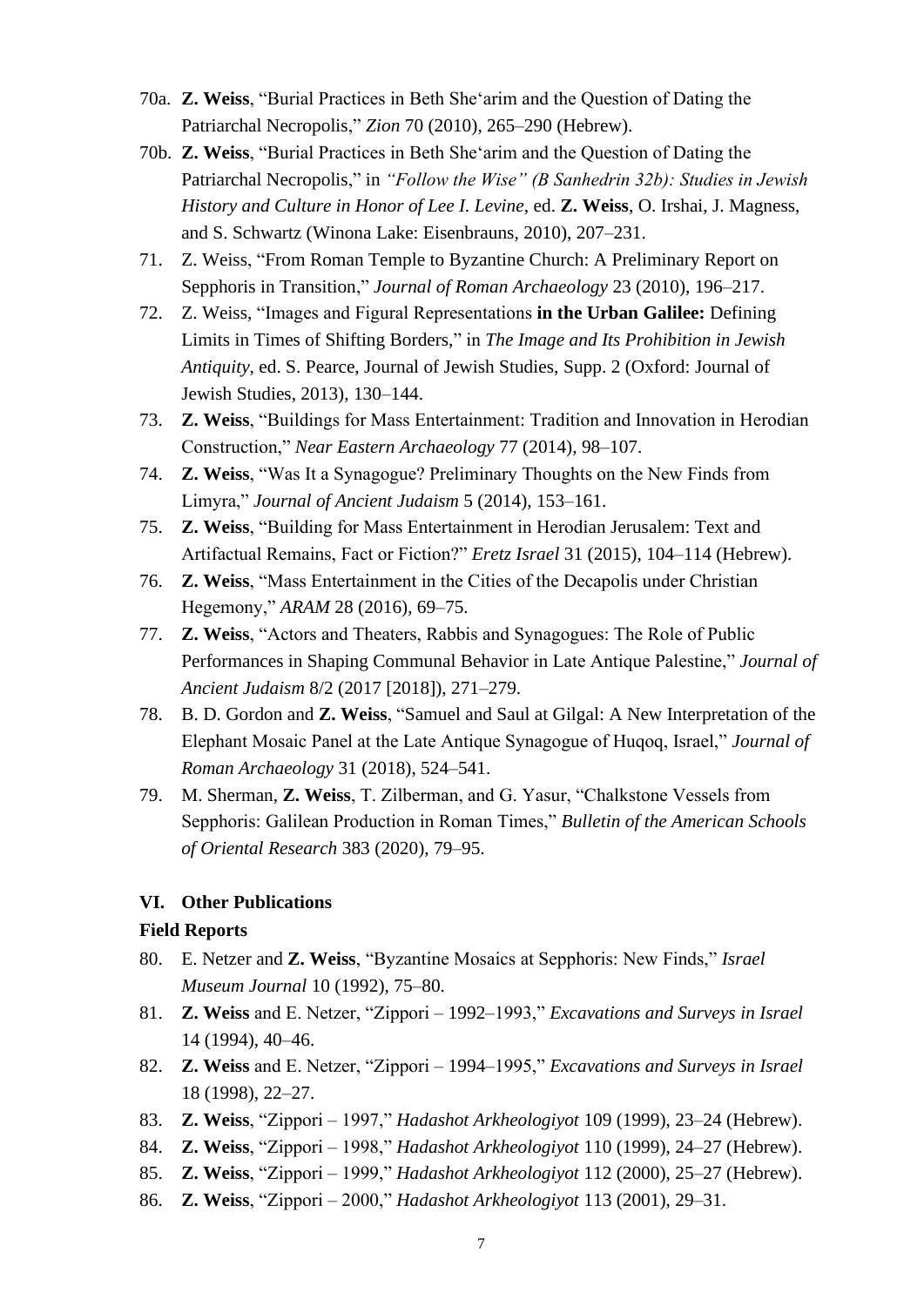70a. **Z. Weiss**, "Burial Practices in Beth She'arim and the Question of Dating the Patriarchal Necropolis," *Zion* 70 (2010), 265–290 (Hebrew).

70b. **Z. Weiss**, "Burial Practices in Beth She'arim and the Question of Dating the Patriarchal Necropolis," in *"Follow the Wise" (B Sanhedrin 32b): Studies in Jewish History and Culture in Honor of Lee I. Levine*, ed. **Z. Weiss**, O. Irshai, J. Magness, and S. Schwartz (Winona Lake: Eisenbrauns, 2010), 207–231.

71. Z. Weiss, "From Roman Temple to Byzantine Church: A Preliminary Report on Sepphoris in Transition," *Journal of Roman Archaeology* 23 (2010), 196–217.

72. Z. Weiss, "Images and Figural Representations **in the Urban Galilee:** Defining Limits in Times of Shifting Borders," in *The Image and Its Prohibition in Jewish Antiquity*, ed. S. Pearce, Journal of Jewish Studies, Supp. 2 (Oxford: Journal of Jewish Studies, 2013), 130–144.

73. **Z. Weiss**, "Buildings for Mass Entertainment: Tradition and Innovation in Herodian Construction," *Near Eastern Archaeology* 77 (2014), 98–107.

74. **Z. Weiss**, "Was It a Synagogue? Preliminary Thoughts on the New Finds from Limyra," *Journal of Ancient Judaism* 5 (2014), 153–161.

75. **Z. Weiss**, "Building for Mass Entertainment in Herodian Jerusalem: Text and Artifactual Remains, Fact or Fiction?" *Eretz Israel* 31 (2015), 104–114 (Hebrew).

76. **Z. Weiss**, "Mass Entertainment in the Cities of the Decapolis under Christian Hegemony," *ARAM* 28 (2016), 69–75.

77. **Z. Weiss**, "Actors and Theaters, Rabbis and Synagogues: The Role of Public Performances in Shaping Communal Behavior in Late Antique Palestine," *Journal of Ancient Judaism* 8/2 (2017 [2018]), 271–279.

78. B. D. Gordon and **Z. Weiss**, "Samuel and Saul at Gilgal: A New Interpretation of the Elephant Mosaic Panel at the Late Antique Synagogue of Huqoq, Israel," *Journal of Roman Archaeology* 31 (2018), 524–541.

79. M. Sherman, **Z. Weiss**, T. Zilberman, and G. Yasur, "Chalkstone Vessels from Sepphoris: Galilean Production in Roman Times," *Bulletin of the American Schools of Oriental Research* 383 (2020), 79–95.

## VI. Other Publications

### Field Reports

80. E. Netzer and **Z. Weiss**, "Byzantine Mosaics at Sepphoris: New Finds," *Israel Museum Journal* 10 (1992), 75–80.

81. **Z. Weiss** and E. Netzer, "Zippori – 1992–1993," *Excavations and Surveys in Israel* 14 (1994), 40–46.

82. **Z. Weiss** and E. Netzer, "Zippori – 1994–1995," *Excavations and Surveys in Israel* 18 (1998), 22–27.

83. **Z. Weiss**, "Zippori – 1997," *Hadashot Arkheologiyot* 109 (1999), 23–24 (Hebrew).

84. **Z. Weiss**, "Zippori – 1998," *Hadashot Arkheologiyot* 110 (1999), 24–27 (Hebrew).

85. **Z. Weiss**, "Zippori – 1999," *Hadashot Arkheologiyot* 112 (2000), 25–27 (Hebrew).

86. **Z. Weiss**, "Zippori – 2000," *Hadashot Arkheologiyot* 113 (2001), 29–31.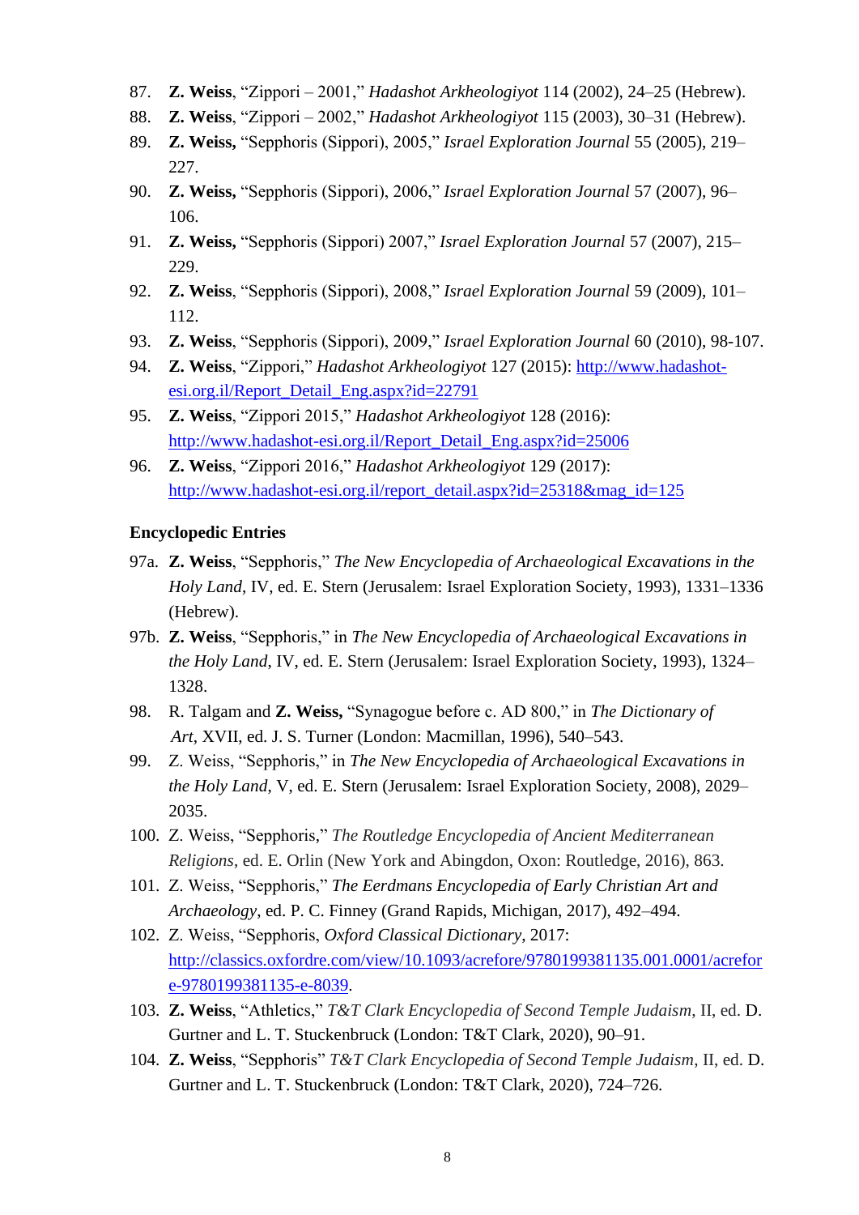87. **Z. Weiss**, "Zippori – 2001," *Hadashot Arkheologiyot* 114 (2002), 24–25 (Hebrew).
88. **Z. Weiss**, "Zippori – 2002," *Hadashot Arkheologiyot* 115 (2003), 30–31 (Hebrew).
89. **Z. Weiss,** "Sepphoris (Sippori), 2005," *Israel Exploration Journal* 55 (2005), 219–227.
90. **Z. Weiss,** "Sepphoris (Sippori), 2006," *Israel Exploration Journal* 57 (2007), 96–106.
91. **Z. Weiss,** "Sepphoris (Sippori) 2007," *Israel Exploration Journal* 57 (2007), 215–229.
92. **Z. Weiss**, "Sepphoris (Sippori), 2008," *Israel Exploration Journal* 59 (2009), 101–112.
93. **Z. Weiss**, "Sepphoris (Sippori), 2009," *Israel Exploration Journal* 60 (2010), 98-107.
94. **Z. Weiss**, "Zippori," *Hadashot Arkheologiyot* 127 (2015): http://www.hadashot-esi.org.il/Report_Detail_Eng.aspx?id=22791
95. **Z. Weiss**, "Zippori 2015," *Hadashot Arkheologiyot* 128 (2016): http://www.hadashot-esi.org.il/Report_Detail_Eng.aspx?id=25006
96. **Z. Weiss**, "Zippori 2016," *Hadashot Arkheologiyot* 129 (2017): http://www.hadashot-esi.org.il/report_detail.aspx?id=25318&mag_id=125

**Encyclopedic Entries**

97a. **Z. Weiss**, "Sepphoris," *The New Encyclopedia of Archaeological Excavations in the Holy Land*, IV, ed. E. Stern (Jerusalem: Israel Exploration Society, 1993), 1331–1336 (Hebrew).

97b. **Z. Weiss**, "Sepphoris," in *The New Encyclopedia of Archaeological Excavations in the Holy Land*, IV, ed. E. Stern (Jerusalem: Israel Exploration Society, 1993), 1324–1328.

98. R. Talgam and **Z. Weiss,** "Synagogue before c. AD 800," in *The Dictionary of Art*, XVII, ed. J. S. Turner (London: Macmillan, 1996), 540–543.
99. Z. Weiss, "Sepphoris," in *The New Encyclopedia of Archaeological Excavations in the Holy Land*, V, ed. E. Stern (Jerusalem: Israel Exploration Society, 2008), 2029–2035.
100. Z. Weiss, "Sepphoris," *The Routledge Encyclopedia of Ancient Mediterranean Religions*, ed. E. Orlin (New York and Abingdon, Oxon: Routledge, 2016), 863.
101. Z. Weiss, "Sepphoris," *The Eerdmans Encyclopedia of Early Christian Art and Archaeology*, ed. P. C. Finney (Grand Rapids, Michigan, 2017), 492–494.
102. Z. Weiss, "Sepphoris, *Oxford Classical Dictionary*, 2017: http://classics.oxfordre.com/view/10.1093/acrefore/9780199381135.001.0001/acrefore-9780199381135-e-8039.
103. **Z. Weiss**, "Athletics," *T&T Clark Encyclopedia of Second Temple Judaism*, II, ed. D. Gurtner and L. T. Stuckenbruck (London: T&T Clark, 2020), 90–91.
104. **Z. Weiss**, "Sepphoris" *T&T Clark Encyclopedia of Second Temple Judaism*, II, ed. D. Gurtner and L. T. Stuckenbruck (London: T&T Clark, 2020), 724–726.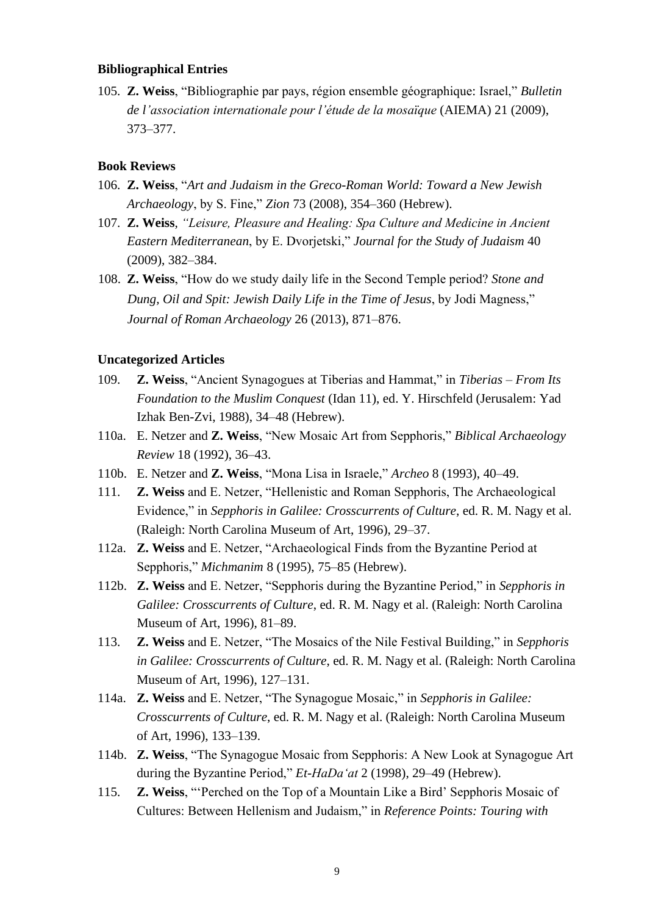### Bibliographical Entries

105. **Z. Weiss**, "Bibliographie par pays, région ensemble géographique: Israel," *Bulletin de l'association internationale pour l'étude de la mosaïque* (AIEMA) 21 (2009), 373–377.

### Book Reviews

106. **Z. Weiss**, "*Art and Judaism in the Greco-Roman World: Toward a New Jewish Archaeology*, by S. Fine," *Zion* 73 (2008), 354–360 (Hebrew).
107. **Z. Weiss**, *"Leisure, Pleasure and Healing: Spa Culture and Medicine in Ancient Eastern Mediterranean*, by E. Dvorjetski," *Journal for the Study of Judaism* 40 (2009), 382–384.
108. **Z. Weiss**, "How do we study daily life in the Second Temple period? *Stone and Dung, Oil and Spit: Jewish Daily Life in the Time of Jesus*, by Jodi Magness," *Journal of Roman Archaeology* 26 (2013), 871–876.

### Uncategorized Articles

109. **Z. Weiss**, "Ancient Synagogues at Tiberias and Hammat," in *Tiberias – From Its Foundation to the Muslim Conquest* (Idan 11), ed. Y. Hirschfeld (Jerusalem: Yad Izhak Ben-Zvi, 1988), 34–48 (Hebrew).

110a. E. Netzer and **Z. Weiss**, "New Mosaic Art from Sepphoris," *Biblical Archaeology Review* 18 (1992), 36–43.

110b. E. Netzer and **Z. Weiss**, "Mona Lisa in Israele," *Archeo* 8 (1993), 40–49.

111. **Z. Weiss** and E. Netzer, "Hellenistic and Roman Sepphoris, The Archaeological Evidence," in *Sepphoris in Galilee: Crosscurrents of Culture*, ed. R. M. Nagy et al. (Raleigh: North Carolina Museum of Art, 1996), 29–37.

112a. **Z. Weiss** and E. Netzer, "Archaeological Finds from the Byzantine Period at Sepphoris," *Michmanim* 8 (1995), 75–85 (Hebrew).

112b. **Z. Weiss** and E. Netzer, "Sepphoris during the Byzantine Period," in *Sepphoris in Galilee: Crosscurrents of Culture*, ed. R. M. Nagy et al. (Raleigh: North Carolina Museum of Art, 1996), 81–89.

113. **Z. Weiss** and E. Netzer, "The Mosaics of the Nile Festival Building," in *Sepphoris in Galilee: Crosscurrents of Culture*, ed. R. M. Nagy et al. (Raleigh: North Carolina Museum of Art, 1996), 127–131.

114a. **Z. Weiss** and E. Netzer, "The Synagogue Mosaic," in *Sepphoris in Galilee: Crosscurrents of Culture*, ed. R. M. Nagy et al. (Raleigh: North Carolina Museum of Art, 1996), 133–139.

114b. **Z. Weiss**, "The Synagogue Mosaic from Sepphoris: A New Look at Synagogue Art during the Byzantine Period," *Et-HaDa'at* 2 (1998), 29–49 (Hebrew).

115. **Z. Weiss**, "'Perched on the Top of a Mountain Like a Bird' Sepphoris Mosaic of Cultures: Between Hellenism and Judaism," in *Reference Points: Touring with*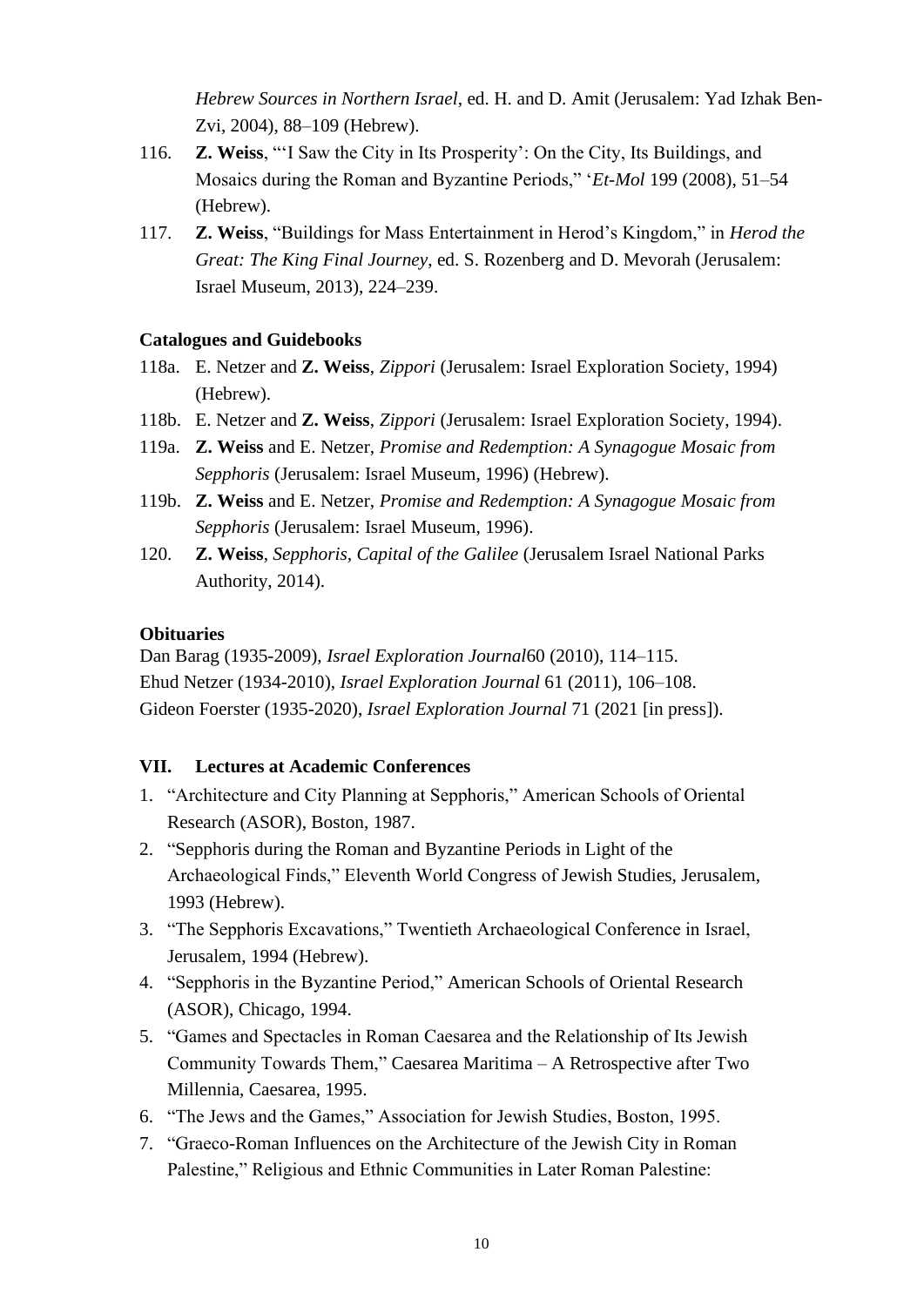*Hebrew Sources in Northern Israel*, ed. H. and D. Amit (Jerusalem: Yad Izhak Ben-Zvi, 2004), 88–109 (Hebrew).

116. **Z. Weiss**, "'I Saw the City in Its Prosperity': On the City, Its Buildings, and Mosaics during the Roman and Byzantine Periods," '*Et-Mol* 199 (2008), 51–54 (Hebrew).
117. **Z. Weiss**, "Buildings for Mass Entertainment in Herod's Kingdom," in *Herod the Great: The King Final Journey*, ed. S. Rozenberg and D. Mevorah (Jerusalem: Israel Museum, 2013), 224–239.

**Catalogues and Guidebooks**

118a. E. Netzer and **Z. Weiss**, *Zippori* (Jerusalem: Israel Exploration Society, 1994) (Hebrew).

118b. E. Netzer and **Z. Weiss**, *Zippori* (Jerusalem: Israel Exploration Society, 1994).

119a. **Z. Weiss** and E. Netzer, *Promise and Redemption: A Synagogue Mosaic from Sepphoris* (Jerusalem: Israel Museum, 1996) (Hebrew).

119b. **Z. Weiss** and E. Netzer, *Promise and Redemption: A Synagogue Mosaic from Sepphoris* (Jerusalem: Israel Museum, 1996).

120. **Z. Weiss**, *Sepphoris, Capital of the Galilee* (Jerusalem Israel National Parks Authority, 2014).

**Obituaries**

Dan Barag (1935-2009), *Israel Exploration Journal*60 (2010), 114–115.
Ehud Netzer (1934-2010), *Israel Exploration Journal* 61 (2011), 106–108.
Gideon Foerster (1935-2020), *Israel Exploration Journal* 71 (2021 [in press]).

**VII. Lectures at Academic Conferences**

1. "Architecture and City Planning at Sepphoris," American Schools of Oriental Research (ASOR), Boston, 1987.
2. "Sepphoris during the Roman and Byzantine Periods in Light of the Archaeological Finds," Eleventh World Congress of Jewish Studies, Jerusalem, 1993 (Hebrew).
3. "The Sepphoris Excavations," Twentieth Archaeological Conference in Israel, Jerusalem, 1994 (Hebrew).
4. "Sepphoris in the Byzantine Period," American Schools of Oriental Research (ASOR), Chicago, 1994.
5. "Games and Spectacles in Roman Caesarea and the Relationship of Its Jewish Community Towards Them," Caesarea Maritima – A Retrospective after Two Millennia, Caesarea, 1995.
6. "The Jews and the Games," Association for Jewish Studies, Boston, 1995.
7. "Graeco-Roman Influences on the Architecture of the Jewish City in Roman Palestine," Religious and Ethnic Communities in Later Roman Palestine: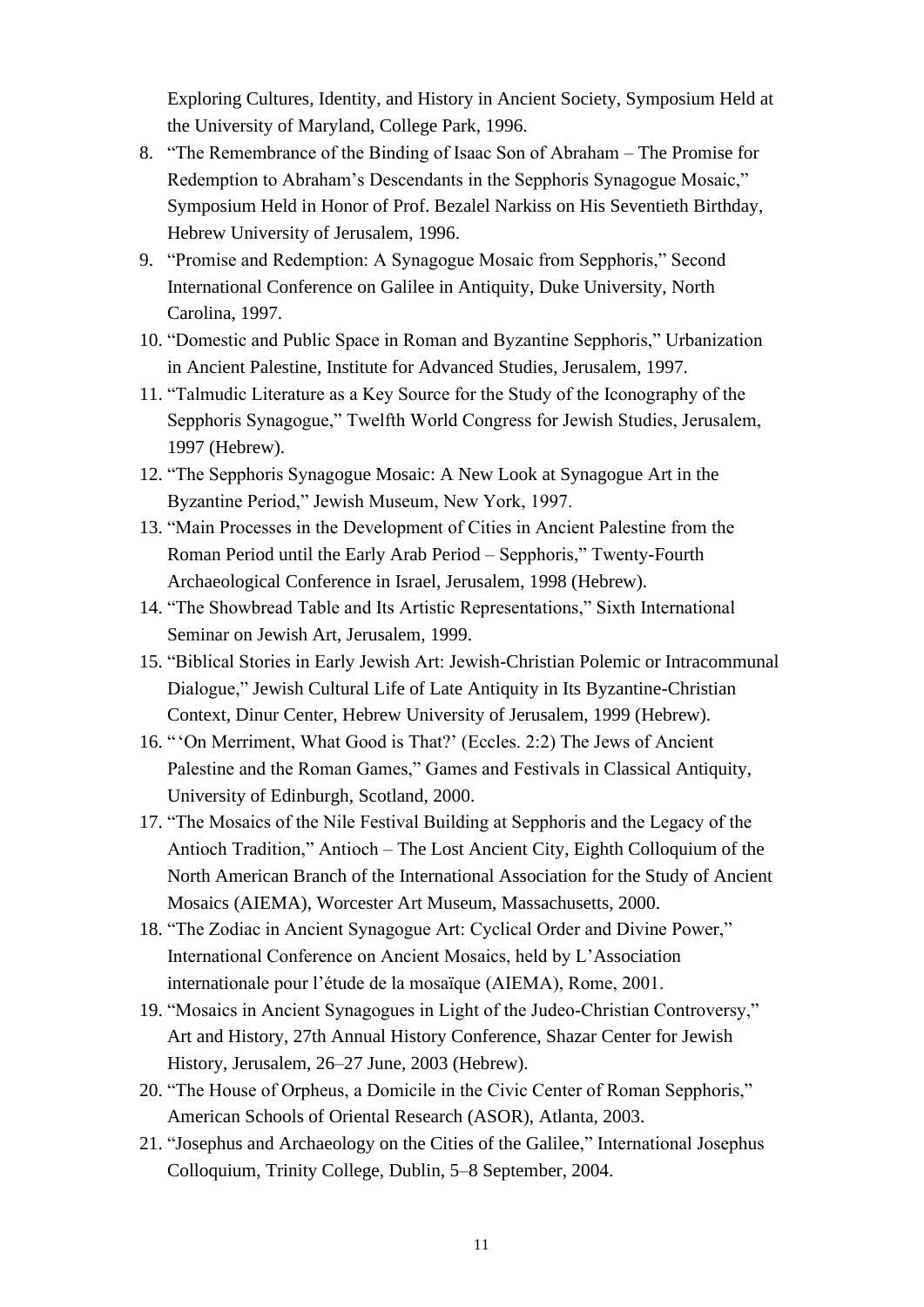Exploring Cultures, Identity, and History in Ancient Society, Symposium Held at the University of Maryland, College Park, 1996.

8. "The Remembrance of the Binding of Isaac Son of Abraham – The Promise for Redemption to Abraham's Descendants in the Sepphoris Synagogue Mosaic," Symposium Held in Honor of Prof. Bezalel Narkiss on His Seventieth Birthday, Hebrew University of Jerusalem, 1996.
9. "Promise and Redemption: A Synagogue Mosaic from Sepphoris," Second International Conference on Galilee in Antiquity, Duke University, North Carolina, 1997.
10. "Domestic and Public Space in Roman and Byzantine Sepphoris," Urbanization in Ancient Palestine, Institute for Advanced Studies, Jerusalem, 1997.
11. "Talmudic Literature as a Key Source for the Study of the Iconography of the Sepphoris Synagogue," Twelfth World Congress for Jewish Studies, Jerusalem, 1997 (Hebrew).
12. "The Sepphoris Synagogue Mosaic: A New Look at Synagogue Art in the Byzantine Period," Jewish Museum, New York, 1997.
13. "Main Processes in the Development of Cities in Ancient Palestine from the Roman Period until the Early Arab Period – Sepphoris," Twenty-Fourth Archaeological Conference in Israel, Jerusalem, 1998 (Hebrew).
14. "The Showbread Table and Its Artistic Representations," Sixth International Seminar on Jewish Art, Jerusalem, 1999.
15. "Biblical Stories in Early Jewish Art: Jewish-Christian Polemic or Intracommunal Dialogue," Jewish Cultural Life of Late Antiquity in Its Byzantine-Christian Context, Dinur Center, Hebrew University of Jerusalem, 1999 (Hebrew).
16. "'On Merriment, What Good is That?' (Eccles. 2:2) The Jews of Ancient Palestine and the Roman Games," Games and Festivals in Classical Antiquity, University of Edinburgh, Scotland, 2000.
17. "The Mosaics of the Nile Festival Building at Sepphoris and the Legacy of the Antioch Tradition," Antioch – The Lost Ancient City, Eighth Colloquium of the North American Branch of the International Association for the Study of Ancient Mosaics (AIEMA), Worcester Art Museum, Massachusetts, 2000.
18. "The Zodiac in Ancient Synagogue Art: Cyclical Order and Divine Power," International Conference on Ancient Mosaics, held by L'Association internationale pour l'étude de la mosaïque (AIEMA), Rome, 2001.
19. "Mosaics in Ancient Synagogues in Light of the Judeo-Christian Controversy," Art and History, 27th Annual History Conference, Shazar Center for Jewish History, Jerusalem, 26–27 June, 2003 (Hebrew).
20. "The House of Orpheus, a Domicile in the Civic Center of Roman Sepphoris," American Schools of Oriental Research (ASOR), Atlanta, 2003.
21. "Josephus and Archaeology on the Cities of the Galilee," International Josephus Colloquium, Trinity College, Dublin, 5–8 September, 2004.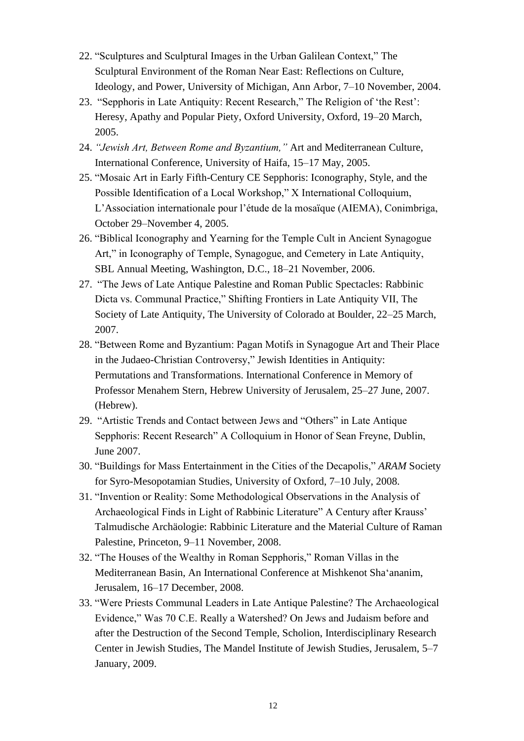22. "Sculptures and Sculptural Images in the Urban Galilean Context," The Sculptural Environment of the Roman Near East: Reflections on Culture, Ideology, and Power, University of Michigan, Ann Arbor, 7–10 November, 2004.
23. "Sepphoris in Late Antiquity: Recent Research," The Religion of 'the Rest': Heresy, Apathy and Popular Piety, Oxford University, Oxford, 19–20 March, 2005.
24. *"Jewish Art, Between Rome and Byzantium,"* Art and Mediterranean Culture, International Conference, University of Haifa, 15–17 May, 2005.
25. "Mosaic Art in Early Fifth-Century CE Sepphoris: Iconography, Style, and the Possible Identification of a Local Workshop," X International Colloquium, L'Association internationale pour l'étude de la mosaïque (AIEMA), Conimbriga, October 29–November 4, 2005.
26. "Biblical Iconography and Yearning for the Temple Cult in Ancient Synagogue Art," in Iconography of Temple, Synagogue, and Cemetery in Late Antiquity, SBL Annual Meeting, Washington, D.C., 18–21 November, 2006.
27. "The Jews of Late Antique Palestine and Roman Public Spectacles: Rabbinic Dicta vs. Communal Practice," Shifting Frontiers in Late Antiquity VII, The Society of Late Antiquity, The University of Colorado at Boulder, 22–25 March, 2007.
28. "Between Rome and Byzantium: Pagan Motifs in Synagogue Art and Their Place in the Judaeo-Christian Controversy," Jewish Identities in Antiquity: Permutations and Transformations. International Conference in Memory of Professor Menahem Stern, Hebrew University of Jerusalem, 25–27 June, 2007. (Hebrew).
29. "Artistic Trends and Contact between Jews and "Others" in Late Antique Sepphoris: Recent Research" A Colloquium in Honor of Sean Freyne, Dublin, June 2007.
30. "Buildings for Mass Entertainment in the Cities of the Decapolis," *ARAM* Society for Syro-Mesopotamian Studies, University of Oxford, 7–10 July, 2008.
31. "Invention or Reality: Some Methodological Observations in the Analysis of Archaeological Finds in Light of Rabbinic Literature" A Century after Krauss' Talmudische Archäologie: Rabbinic Literature and the Material Culture of Raman Palestine, Princeton, 9–11 November, 2008.
32. "The Houses of the Wealthy in Roman Sepphoris," Roman Villas in the Mediterranean Basin, An International Conference at Mishkenot Sha'ananim, Jerusalem, 16–17 December, 2008.
33. "Were Priests Communal Leaders in Late Antique Palestine? The Archaeological Evidence," Was 70 C.E. Really a Watershed? On Jews and Judaism before and after the Destruction of the Second Temple, Scholion, Interdisciplinary Research Center in Jewish Studies, The Mandel Institute of Jewish Studies, Jerusalem, 5–7 January, 2009.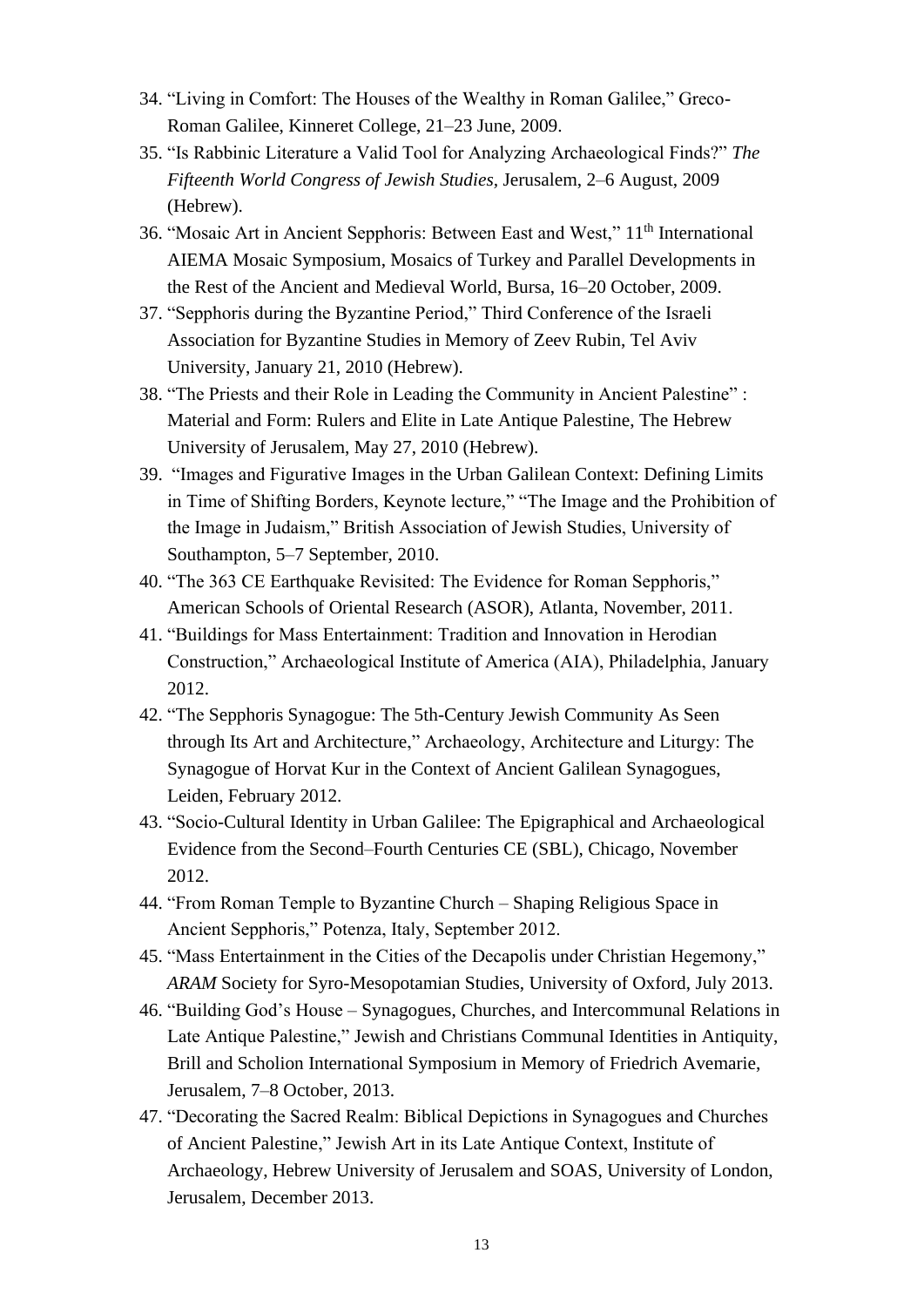34. "Living in Comfort: The Houses of the Wealthy in Roman Galilee," Greco-Roman Galilee, Kinneret College, 21–23 June, 2009.
35. "Is Rabbinic Literature a Valid Tool for Analyzing Archaeological Finds?" *The Fifteenth World Congress of Jewish Studies*, Jerusalem, 2–6 August, 2009 (Hebrew).
36. "Mosaic Art in Ancient Sepphoris: Between East and West," 11th International AIEMA Mosaic Symposium, Mosaics of Turkey and Parallel Developments in the Rest of the Ancient and Medieval World, Bursa, 16–20 October, 2009.
37. "Sepphoris during the Byzantine Period," Third Conference of the Israeli Association for Byzantine Studies in Memory of Zeev Rubin, Tel Aviv University, January 21, 2010 (Hebrew).
38. "The Priests and their Role in Leading the Community in Ancient Palestine" : Material and Form: Rulers and Elite in Late Antique Palestine, The Hebrew University of Jerusalem, May 27, 2010 (Hebrew).
39. "Images and Figurative Images in the Urban Galilean Context: Defining Limits in Time of Shifting Borders, Keynote lecture," "The Image and the Prohibition of the Image in Judaism," British Association of Jewish Studies, University of Southampton, 5–7 September, 2010.
40. "The 363 CE Earthquake Revisited: The Evidence for Roman Sepphoris," American Schools of Oriental Research (ASOR), Atlanta, November, 2011.
41. "Buildings for Mass Entertainment: Tradition and Innovation in Herodian Construction," Archaeological Institute of America (AIA), Philadelphia, January 2012.
42. "The Sepphoris Synagogue: The 5th-Century Jewish Community As Seen through Its Art and Architecture," Archaeology, Architecture and Liturgy: The Synagogue of Horvat Kur in the Context of Ancient Galilean Synagogues, Leiden, February 2012.
43. "Socio-Cultural Identity in Urban Galilee: The Epigraphical and Archaeological Evidence from the Second–Fourth Centuries CE (SBL), Chicago, November 2012.
44. "From Roman Temple to Byzantine Church – Shaping Religious Space in Ancient Sepphoris," Potenza, Italy, September 2012.
45. "Mass Entertainment in the Cities of the Decapolis under Christian Hegemony," *ARAM* Society for Syro-Mesopotamian Studies, University of Oxford, July 2013.
46. "Building God's House – Synagogues, Churches, and Intercommunal Relations in Late Antique Palestine," Jewish and Christians Communal Identities in Antiquity, Brill and Scholion International Symposium in Memory of Friedrich Avemarie, Jerusalem, 7–8 October, 2013.
47. "Decorating the Sacred Realm: Biblical Depictions in Synagogues and Churches of Ancient Palestine," Jewish Art in its Late Antique Context, Institute of Archaeology, Hebrew University of Jerusalem and SOAS, University of London, Jerusalem, December 2013.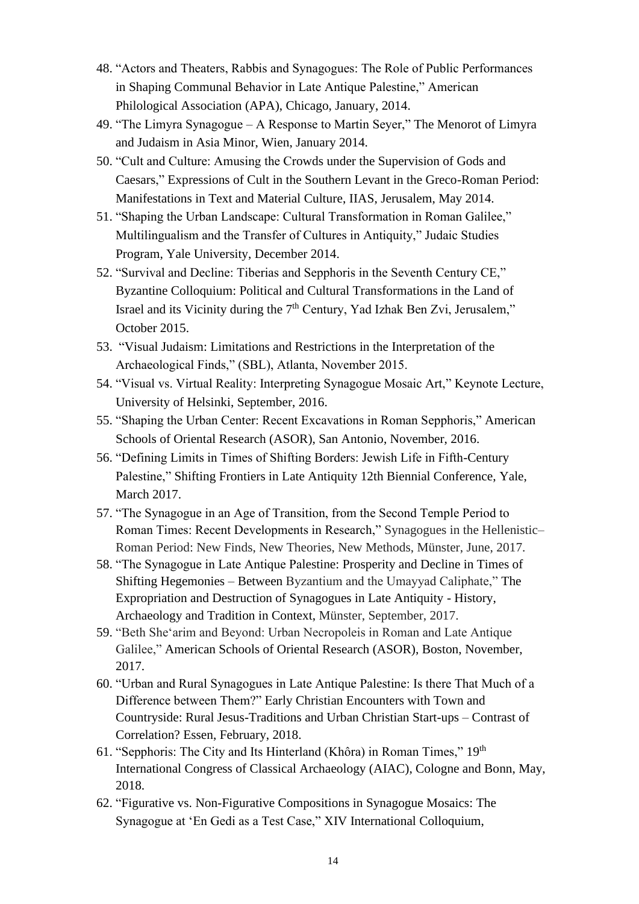48. "Actors and Theaters, Rabbis and Synagogues: The Role of Public Performances in Shaping Communal Behavior in Late Antique Palestine," American Philological Association (APA), Chicago, January, 2014.
49. "The Limyra Synagogue – A Response to Martin Seyer," The Menorot of Limyra and Judaism in Asia Minor, Wien, January 2014.
50. "Cult and Culture: Amusing the Crowds under the Supervision of Gods and Caesars," Expressions of Cult in the Southern Levant in the Greco-Roman Period: Manifestations in Text and Material Culture, IIAS, Jerusalem, May 2014.
51. "Shaping the Urban Landscape: Cultural Transformation in Roman Galilee," Multilingualism and the Transfer of Cultures in Antiquity," Judaic Studies Program, Yale University, December 2014.
52. "Survival and Decline: Tiberias and Sepphoris in the Seventh Century CE," Byzantine Colloquium: Political and Cultural Transformations in the Land of Israel and its Vicinity during the 7th Century, Yad Izhak Ben Zvi, Jerusalem," October 2015.
53. "Visual Judaism: Limitations and Restrictions in the Interpretation of the Archaeological Finds," (SBL), Atlanta, November 2015.
54. "Visual vs. Virtual Reality: Interpreting Synagogue Mosaic Art," Keynote Lecture, University of Helsinki, September, 2016.
55. "Shaping the Urban Center: Recent Excavations in Roman Sepphoris," American Schools of Oriental Research (ASOR), San Antonio, November, 2016.
56. "Defining Limits in Times of Shifting Borders: Jewish Life in Fifth-Century Palestine," Shifting Frontiers in Late Antiquity 12th Biennial Conference, Yale, March 2017.
57. "The Synagogue in an Age of Transition, from the Second Temple Period to Roman Times: Recent Developments in Research," Synagogues in the Hellenistic–Roman Period: New Finds, New Theories, New Methods, Münster, June, 2017.
58. "The Synagogue in Late Antique Palestine: Prosperity and Decline in Times of Shifting Hegemonies – Between Byzantium and the Umayyad Caliphate," The Expropriation and Destruction of Synagogues in Late Antiquity - History, Archaeology and Tradition in Context, Münster, September, 2017.
59. "Beth She'arim and Beyond: Urban Necropoleis in Roman and Late Antique Galilee," American Schools of Oriental Research (ASOR), Boston, November, 2017.
60. "Urban and Rural Synagogues in Late Antique Palestine: Is there That Much of a Difference between Them?" Early Christian Encounters with Town and Countryside: Rural Jesus-Traditions and Urban Christian Start-ups – Contrast of Correlation? Essen, February, 2018.
61. "Sepphoris: The City and Its Hinterland (Khôra) in Roman Times," 19th International Congress of Classical Archaeology (AIAC), Cologne and Bonn, May, 2018.
62. "Figurative vs. Non-Figurative Compositions in Synagogue Mosaics: The Synagogue at 'En Gedi as a Test Case," XIV International Colloquium,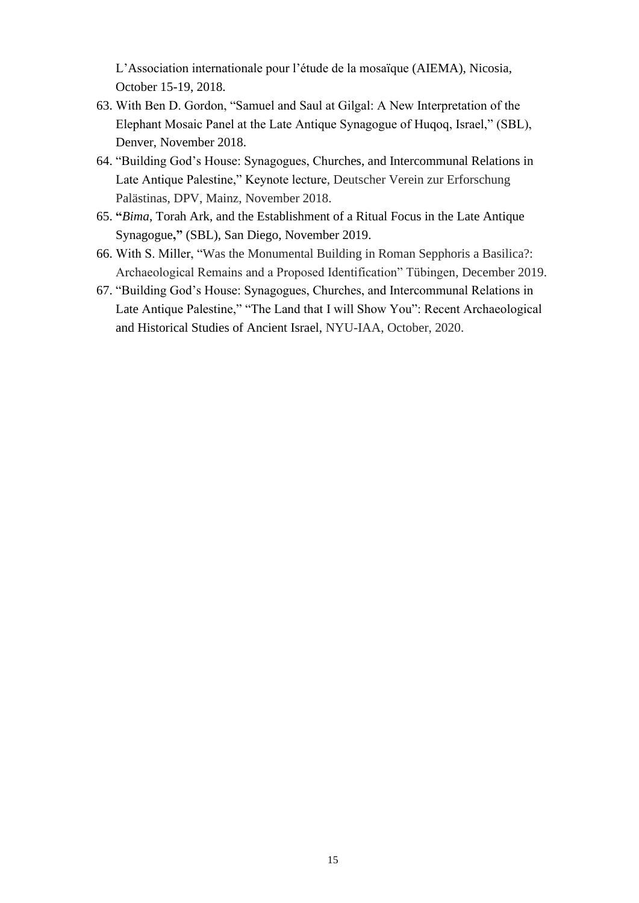L'Association internationale pour l'étude de la mosaïque (AIEMA), Nicosia, October 15-19, 2018.

63. With Ben D. Gordon, "Samuel and Saul at Gilgal: A New Interpretation of the Elephant Mosaic Panel at the Late Antique Synagogue of Huqoq, Israel," (SBL), Denver, November 2018.
64. "Building God's House: Synagogues, Churches, and Intercommunal Relations in Late Antique Palestine," Keynote lecture, Deutscher Verein zur Erforschung Palästinas, DPV, Mainz, November 2018.
65. **"***Bima*, Torah Ark, and the Establishment of a Ritual Focus in the Late Antique Synagogue**,"** (SBL), San Diego, November 2019.
66. With S. Miller, "Was the Monumental Building in Roman Sepphoris a Basilica?: Archaeological Remains and a Proposed Identification" Tübingen, December 2019.
67. "Building God's House: Synagogues, Churches, and Intercommunal Relations in Late Antique Palestine," "The Land that I will Show You": Recent Archaeological and Historical Studies of Ancient Israel, NYU-IAA, October, 2020.